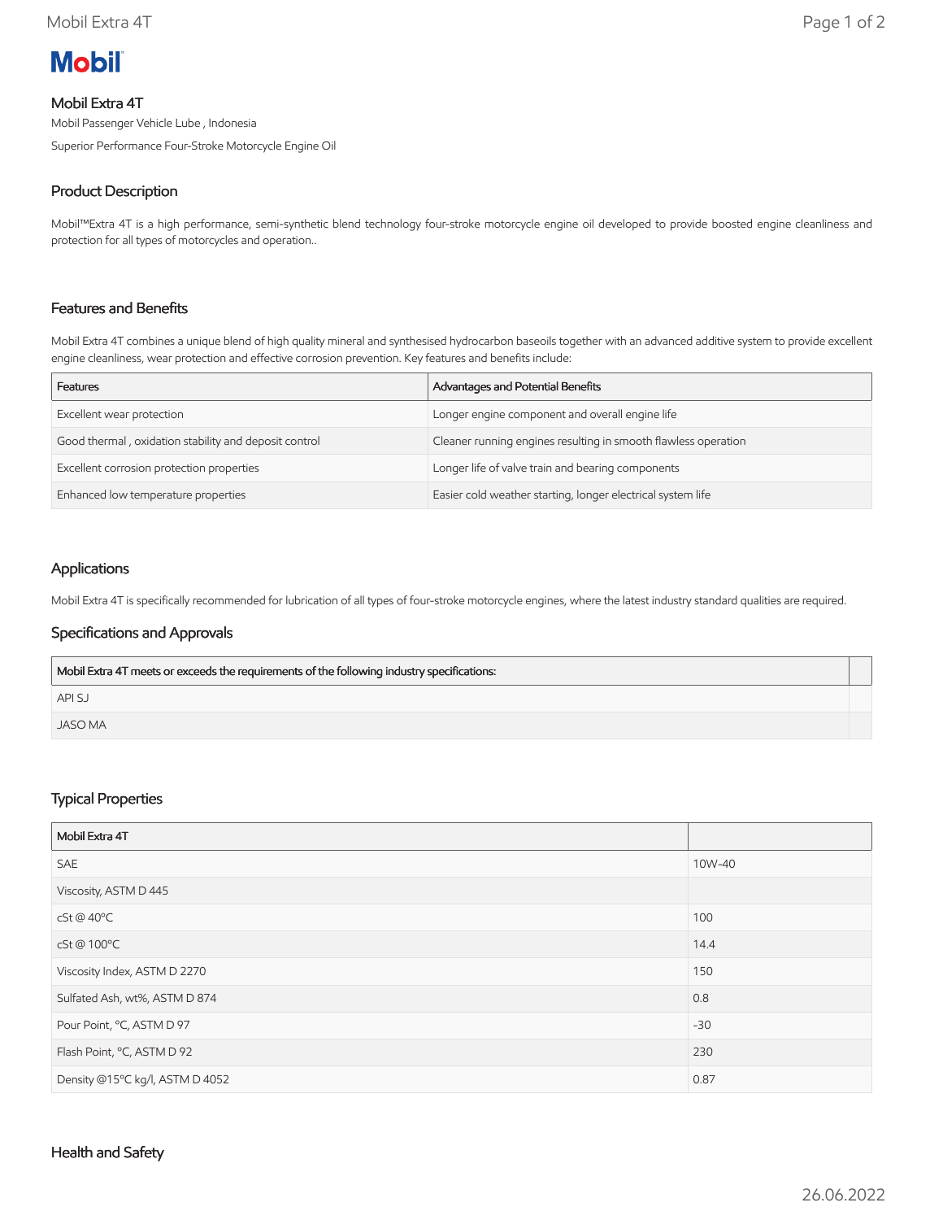# Mobil

## Mobil Extra 4T

Mobil Passenger Vehicle Lube , Indonesia

Superior Performance Four-Stroke Motorcycle Engine Oil

### Product Description

Mobil™Extra 4T is a high performance, semi-synthetic blend technology four-stroke motorcycle engine oil developed to provide boosted engine cleanliness and protection for all types of motorcycles and operation..

### Features and Benefits

Mobil Extra 4T combines a unique blend of high quality mineral and synthesised hydrocarbon baseoils together with an advanced additive system to provide excellent engine cleanliness, wear protection and effective corrosion prevention. Key features and benefits include:

| Features | Advantages and Potential Benefits |
|---|---|
| Excellent wear protection | Longer engine component and overall engine life |
| Good thermal , oxidation stability and deposit control | Cleaner running engines resulting in smooth flawless operation |
| Excellent corrosion protection properties | Longer life of valve train and bearing components |
| Enhanced low temperature properties | Easier cold weather starting, longer electrical system life |

### Applications

Mobil Extra 4T is specifically recommended for lubrication of all types of four-stroke motorcycle engines, where the latest industry standard qualities are required.

### Specifications and Approvals

| Mobil Extra 4T meets or exceeds the requirements of the following industry specifications: | |
|---|---|
| API SJ | |
| JASO MA | |

### Typical Properties

| Mobil Extra 4T | |
|---|---|
| SAE | 10W-40 |
| Viscosity, ASTM D 445 | |
| cSt @ 40ºC | 100 |
| cSt @ 100ºC | 14.4 |
| Viscosity Index, ASTM D 2270 | 150 |
| Sulfated Ash, wt%, ASTM D 874 | 0.8 |
| Pour Point, ºC, ASTM D 97 | -30 |
| Flash Point, ºC, ASTM D 92 | 230 |
| Density @15ºC kg/l, ASTM D 4052 | 0.87 |

### Health and Safety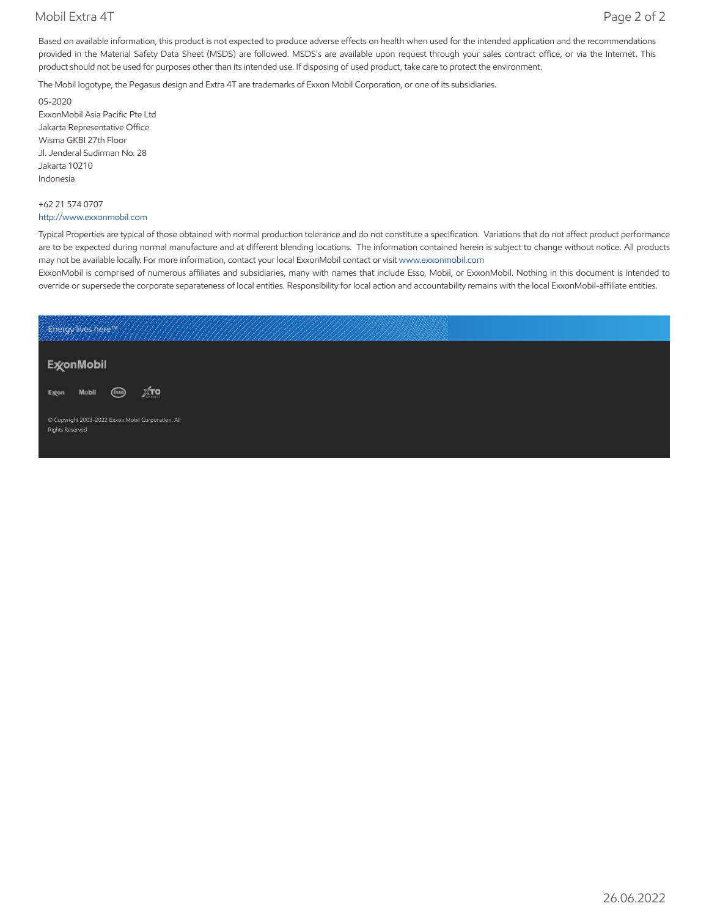Based on available information, this product is not expected to produce adverse effects on health when used for the intended application and the recommendations provided in the Material Safety Data Sheet (MSDS) are followed. MSDS's are available upon request through your sales contract office, or via the Internet. This product should not be used for purposes other than its intended use. If disposing of used product, take care to protect the environment.

The Mobil logotype, the Pegasus design and Extra 4T are trademarks of Exxon Mobil Corporation, or one of its subsidiaries.

05-2020
ExxonMobil Asia Pacific Pte Ltd
Jakarta Representative Office
Wisma GKBI 27th Floor
Jl. Jenderal Sudirman No. 28
Jakarta 10210
Indonesia

+62 21 574 0707
http://www.exxonmobil.com

Typical Properties are typical of those obtained with normal production tolerance and do not constitute a specification. Variations that do not affect product performance are to be expected during normal manufacture and at different blending locations. The information contained herein is subject to change without notice. All products may not be available locally. For more information, contact your local ExxonMobil contact or visit www.exxonmobil.com

ExxonMobil is comprised of numerous affiliates and subsidiaries, many with names that include Esso, Mobil, or ExxonMobil. Nothing in this document is intended to override or supersede the corporate separateness of local entities. Responsibility for local action and accountability remains with the local ExxonMobil-affiliate entities.

Energy lives here™

ExxonMobil

Exxon Mobil Esso XTO

© Copyright 2003-2022 Exxon Mobil Corporation. All Rights Reserved